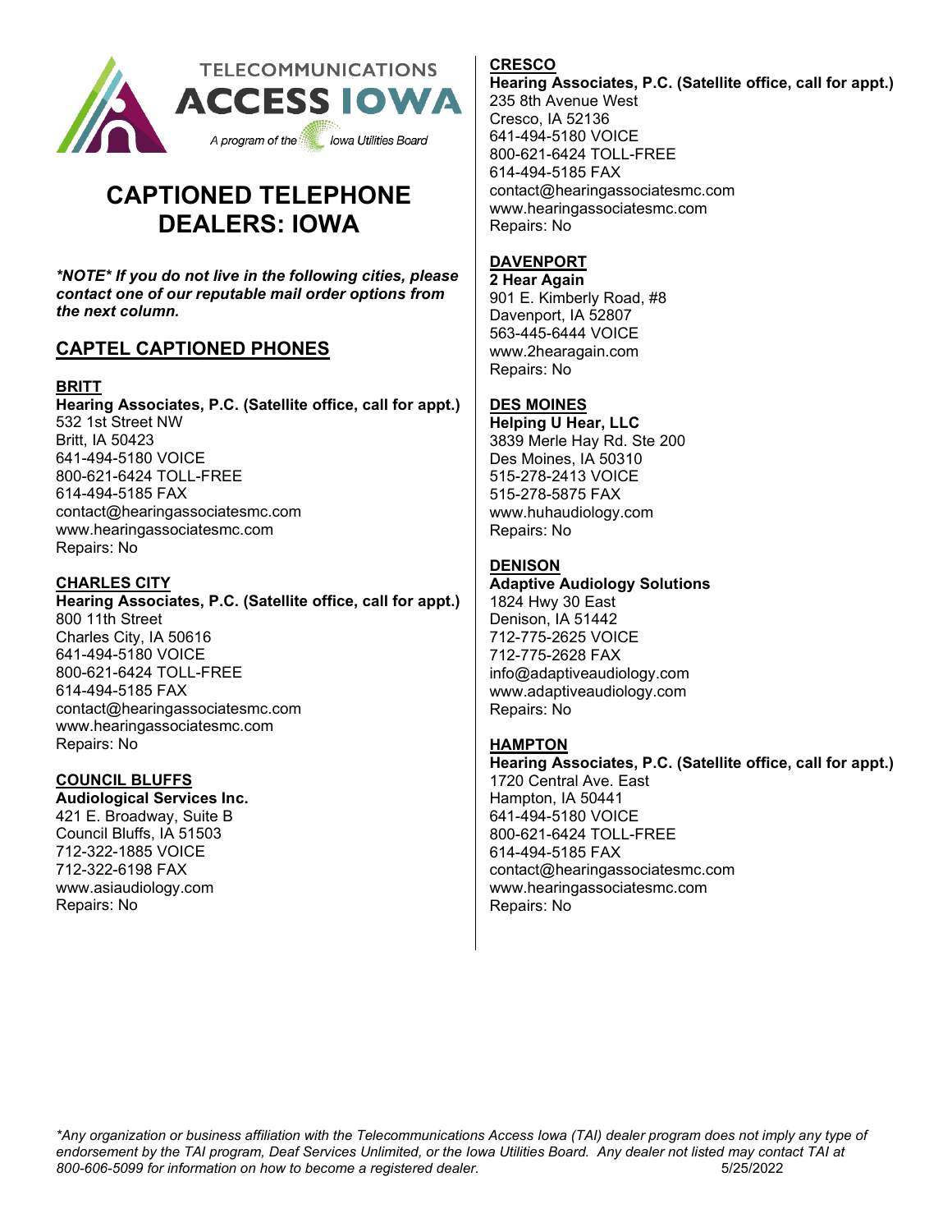TELECOMMUNICATIONS ACCESS IOWA

A program of the Iowa Utilities Board

# CAPTIONED TELEPHONE DEALERS: IOWA

***NOTE* If you do not live in the following cities, please contact one of our reputable mail order options from the next column.**

## CAPTEL CAPTIONED PHONES

### BRITT

**Hearing Associates, P.C. (Satellite office, call for appt.)**
532 1st Street NW
Britt, IA 50423
641-494-5180 VOICE
800-621-6424 TOLL-FREE
614-494-5185 FAX
contact@hearingassociatesmc.com
www.hearingassociatesmc.com
Repairs: No

### CHARLES CITY

**Hearing Associates, P.C. (Satellite office, call for appt.)**
800 11th Street
Charles City, IA 50616
641-494-5180 VOICE
800-621-6424 TOLL-FREE
614-494-5185 FAX
contact@hearingassociatesmc.com
www.hearingassociatesmc.com
Repairs: No

### COUNCIL BLUFFS

**Audiological Services Inc.**
421 E. Broadway, Suite B
Council Bluffs, IA 51503
712-322-1885 VOICE
712-322-6198 FAX
www.asiaudiology.com
Repairs: No

### CRESCO

**Hearing Associates, P.C. (Satellite office, call for appt.)**
235 8th Avenue West
Cresco, IA 52136
641-494-5180 VOICE
800-621-6424 TOLL-FREE
614-494-5185 FAX
contact@hearingassociatesmc.com
www.hearingassociatesmc.com
Repairs: No

### DAVENPORT

**2 Hear Again**
901 E. Kimberly Road, #8
Davenport, IA 52807
563-445-6444 VOICE
www.2hearagain.com
Repairs: No

### DES MOINES

**Helping U Hear, LLC**
3839 Merle Hay Rd. Ste 200
Des Moines, IA 50310
515-278-2413 VOICE
515-278-5875 FAX
www.huhaudiology.com
Repairs: No

### DENISON

**Adaptive Audiology Solutions**
1824 Hwy 30 East
Denison, IA 51442
712-775-2625 VOICE
712-775-2628 FAX
info@adaptiveaudiology.com
www.adaptiveaudiology.com
Repairs: No

### HAMPTON

**Hearing Associates, P.C. (Satellite office, call for appt.)**
1720 Central Ave. East
Hampton, IA 50441
641-494-5180 VOICE
800-621-6424 TOLL-FREE
614-494-5185 FAX
contact@hearingassociatesmc.com
www.hearingassociatesmc.com
Repairs: No

*\*Any organization or business affiliation with the Telecommunications Access Iowa (TAI) dealer program does not imply any type of endorsement by the TAI program, Deaf Services Unlimited, or the Iowa Utilities Board. Any dealer not listed may contact TAI at 800-606-5099 for information on how to become a registered dealer.* 5/25/2022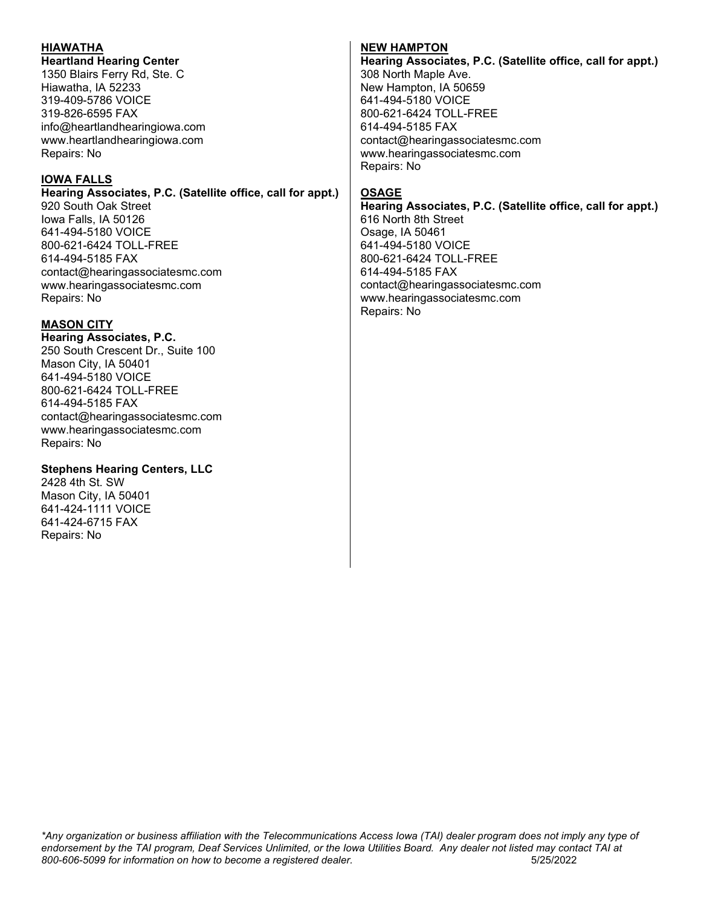## HIAWATHA

**Heartland Hearing Center**
1350 Blairs Ferry Rd, Ste. C
Hiawatha, IA 52233
319-409-5786 VOICE
319-826-6595 FAX
info@heartlandhearingiowa.com
www.heartlandhearingiowa.com
Repairs: No

## IOWA FALLS

**Hearing Associates, P.C. (Satellite office, call for appt.)**
920 South Oak Street
Iowa Falls, IA 50126
641-494-5180 VOICE
800-621-6424 TOLL-FREE
614-494-5185 FAX
contact@hearingassociatesmc.com
www.hearingassociatesmc.com
Repairs: No

## MASON CITY

**Hearing Associates, P.C.**
250 South Crescent Dr., Suite 100
Mason City, IA 50401
641-494-5180 VOICE
800-621-6424 TOLL-FREE
614-494-5185 FAX
contact@hearingassociatesmc.com
www.hearingassociatesmc.com
Repairs: No

**Stephens Hearing Centers, LLC**
2428 4th St. SW
Mason City, IA 50401
641-424-1111 VOICE
641-424-6715 FAX
Repairs: No

## NEW HAMPTON

**Hearing Associates, P.C. (Satellite office, call for appt.)**
308 North Maple Ave.
New Hampton, IA 50659
641-494-5180 VOICE
800-621-6424 TOLL-FREE
614-494-5185 FAX
contact@hearingassociatesmc.com
www.hearingassociatesmc.com
Repairs: No

## OSAGE

**Hearing Associates, P.C. (Satellite office, call for appt.)**
616 North 8th Street
Osage, IA 50461
641-494-5180 VOICE
800-621-6424 TOLL-FREE
614-494-5185 FAX
contact@hearingassociatesmc.com
www.hearingassociatesmc.com
Repairs: No

*\*Any organization or business affiliation with the Telecommunications Access Iowa (TAI) dealer program does not imply any type of endorsement by the TAI program, Deaf Services Unlimited, or the Iowa Utilities Board. Any dealer not listed may contact TAI at 800-606-5099 for information on how to become a registered dealer.* 5/25/2022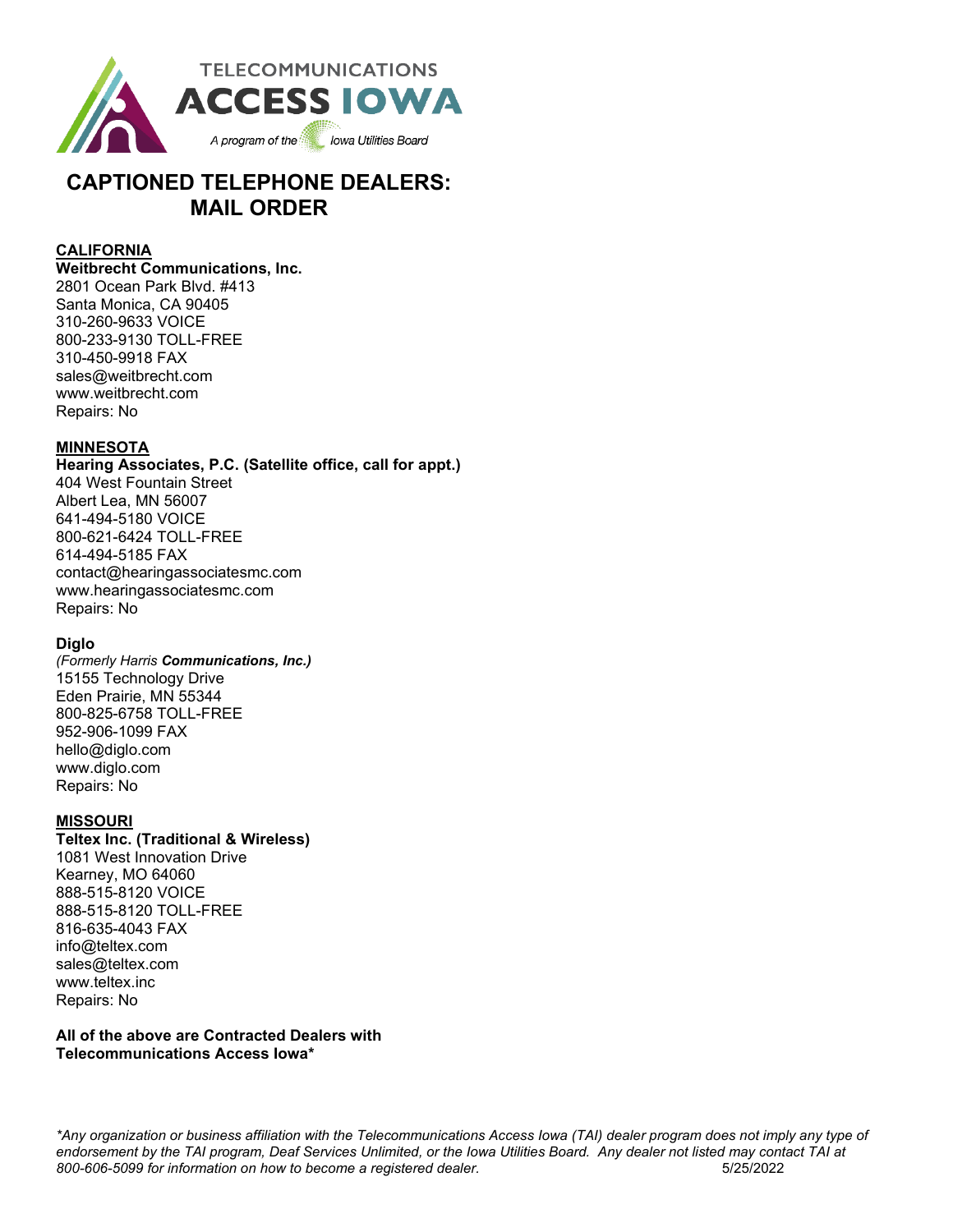TELECOMMUNICATIONS
ACCESS IOWA
*A program of the Iowa Utilities Board*

# CAPTIONED TELEPHONE DEALERS: MAIL ORDER

## CALIFORNIA

**Weitbrecht Communications, Inc.**
2801 Ocean Park Blvd. #413
Santa Monica, CA 90405
310-260-9633 VOICE
800-233-9130 TOLL-FREE
310-450-9918 FAX
sales@weitbrecht.com
www.weitbrecht.com
Repairs: No

## MINNESOTA

**Hearing Associates, P.C. (Satellite office, call for appt.)**
404 West Fountain Street
Albert Lea, MN 56007
641-494-5180 VOICE
800-621-6424 TOLL-FREE
614-494-5185 FAX
contact@hearingassociatesmc.com
www.hearingassociatesmc.com
Repairs: No

**Diglo**
*(Formerly Harris* ***Communications, Inc.)***
15155 Technology Drive
Eden Prairie, MN 55344
800-825-6758 TOLL-FREE
952-906-1099 FAX
hello@diglo.com
www.diglo.com
Repairs: No

## MISSOURI

**Teltex Inc. (Traditional & Wireless)**
1081 West Innovation Drive
Kearney, MO 64060
888-515-8120 VOICE
888-515-8120 TOLL-FREE
816-635-4043 FAX
info@teltex.com
sales@teltex.com
www.teltex.inc
Repairs: No

**All of the above are Contracted Dealers with Telecommunications Access Iowa***

*\*Any organization or business affiliation with the Telecommunications Access Iowa (TAI) dealer program does not imply any type of endorsement by the TAI program, Deaf Services Unlimited, or the Iowa Utilities Board. Any dealer not listed may contact TAI at 800-606-5099 for information on how to become a registered dealer.* 5/25/2022